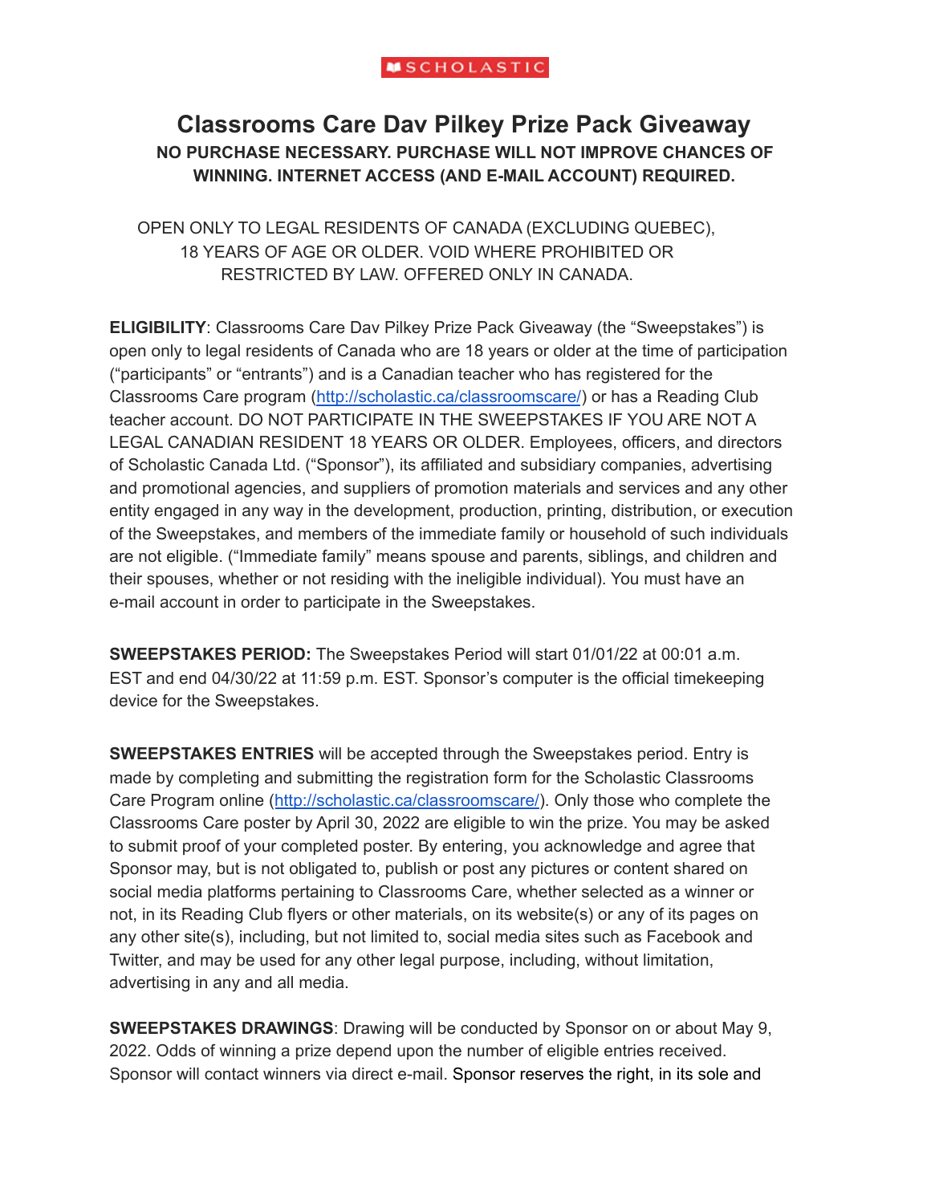SCHOLASTIC

# Classrooms Care Dav Pilkey Prize Pack Giveaway

**NO PURCHASE NECESSARY. PURCHASE WILL NOT IMPROVE CHANCES OF WINNING. INTERNET ACCESS (AND E-MAIL ACCOUNT) REQUIRED.**

OPEN ONLY TO LEGAL RESIDENTS OF CANADA (EXCLUDING QUEBEC), 18 YEARS OF AGE OR OLDER. VOID WHERE PROHIBITED OR RESTRICTED BY LAW. OFFERED ONLY IN CANADA.

**ELIGIBILITY**: Classrooms Care Dav Pilkey Prize Pack Giveaway (the "Sweepstakes") is open only to legal residents of Canada who are 18 years or older at the time of participation ("participants" or "entrants") and is a Canadian teacher who has registered for the Classrooms Care program (http://scholastic.ca/classroomscare/) or has a Reading Club teacher account. DO NOT PARTICIPATE IN THE SWEEPSTAKES IF YOU ARE NOT A LEGAL CANADIAN RESIDENT 18 YEARS OR OLDER. Employees, officers, and directors of Scholastic Canada Ltd. ("Sponsor"), its affiliated and subsidiary companies, advertising and promotional agencies, and suppliers of promotion materials and services and any other entity engaged in any way in the development, production, printing, distribution, or execution of the Sweepstakes, and members of the immediate family or household of such individuals are not eligible. ("Immediate family" means spouse and parents, siblings, and children and their spouses, whether or not residing with the ineligible individual). You must have an e-mail account in order to participate in the Sweepstakes.

**SWEEPSTAKES PERIOD:** The Sweepstakes Period will start 01/01/22 at 00:01 a.m. EST and end 04/30/22 at 11:59 p.m. EST. Sponsor's computer is the official timekeeping device for the Sweepstakes.

**SWEEPSTAKES ENTRIES** will be accepted through the Sweepstakes period. Entry is made by completing and submitting the registration form for the Scholastic Classrooms Care Program online (http://scholastic.ca/classroomscare/). Only those who complete the Classrooms Care poster by April 30, 2022 are eligible to win the prize. You may be asked to submit proof of your completed poster. By entering, you acknowledge and agree that Sponsor may, but is not obligated to, publish or post any pictures or content shared on social media platforms pertaining to Classrooms Care, whether selected as a winner or not, in its Reading Club flyers or other materials, on its website(s) or any of its pages on any other site(s), including, but not limited to, social media sites such as Facebook and Twitter, and may be used for any other legal purpose, including, without limitation, advertising in any and all media.

**SWEEPSTAKES DRAWINGS**: Drawing will be conducted by Sponsor on or about May 9, 2022. Odds of winning a prize depend upon the number of eligible entries received. Sponsor will contact winners via direct e-mail. Sponsor reserves the right, in its sole and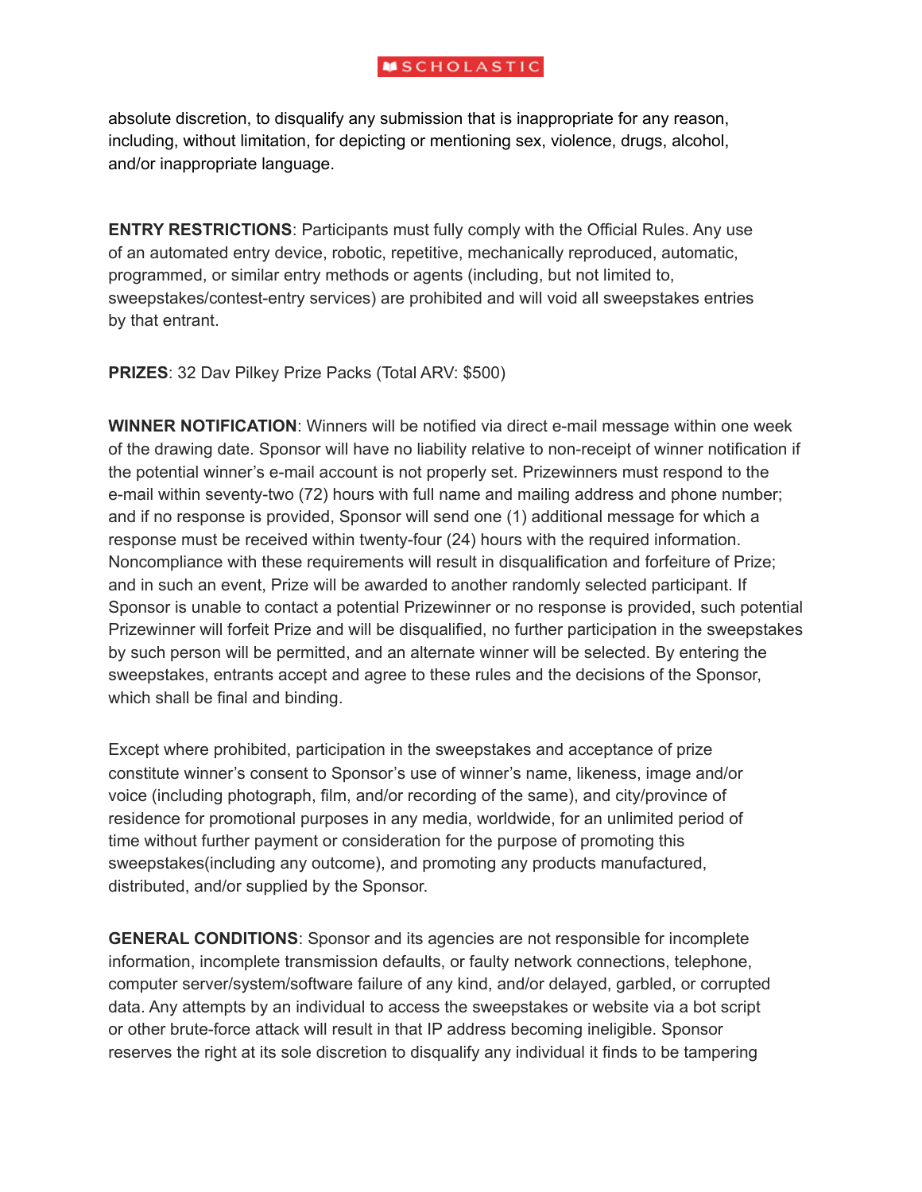absolute discretion, to disqualify any submission that is inappropriate for any reason, including, without limitation, for depicting or mentioning sex, violence, drugs, alcohol, and/or inappropriate language.

**ENTRY RESTRICTIONS**: Participants must fully comply with the Official Rules. Any use of an automated entry device, robotic, repetitive, mechanically reproduced, automatic, programmed, or similar entry methods or agents (including, but not limited to, sweepstakes/contest-entry services) are prohibited and will void all sweepstakes entries by that entrant.

**PRIZES**: 32 Dav Pilkey Prize Packs (Total ARV: $500)

**WINNER NOTIFICATION**: Winners will be notified via direct e-mail message within one week of the drawing date. Sponsor will have no liability relative to non-receipt of winner notification if the potential winner's e-mail account is not properly set. Prizewinners must respond to the e-mail within seventy-two (72) hours with full name and mailing address and phone number; and if no response is provided, Sponsor will send one (1) additional message for which a response must be received within twenty-four (24) hours with the required information. Noncompliance with these requirements will result in disqualification and forfeiture of Prize; and in such an event, Prize will be awarded to another randomly selected participant. If Sponsor is unable to contact a potential Prizewinner or no response is provided, such potential Prizewinner will forfeit Prize and will be disqualified, no further participation in the sweepstakes by such person will be permitted, and an alternate winner will be selected. By entering the sweepstakes, entrants accept and agree to these rules and the decisions of the Sponsor, which shall be final and binding.

Except where prohibited, participation in the sweepstakes and acceptance of prize constitute winner's consent to Sponsor's use of winner's name, likeness, image and/or voice (including photograph, film, and/or recording of the same), and city/province of residence for promotional purposes in any media, worldwide, for an unlimited period of time without further payment or consideration for the purpose of promoting this sweepstakes(including any outcome), and promoting any products manufactured, distributed, and/or supplied by the Sponsor.

**GENERAL CONDITIONS**: Sponsor and its agencies are not responsible for incomplete information, incomplete transmission defaults, or faulty network connections, telephone, computer server/system/software failure of any kind, and/or delayed, garbled, or corrupted data. Any attempts by an individual to access the sweepstakes or website via a bot script or other brute-force attack will result in that IP address becoming ineligible. Sponsor reserves the right at its sole discretion to disqualify any individual it finds to be tampering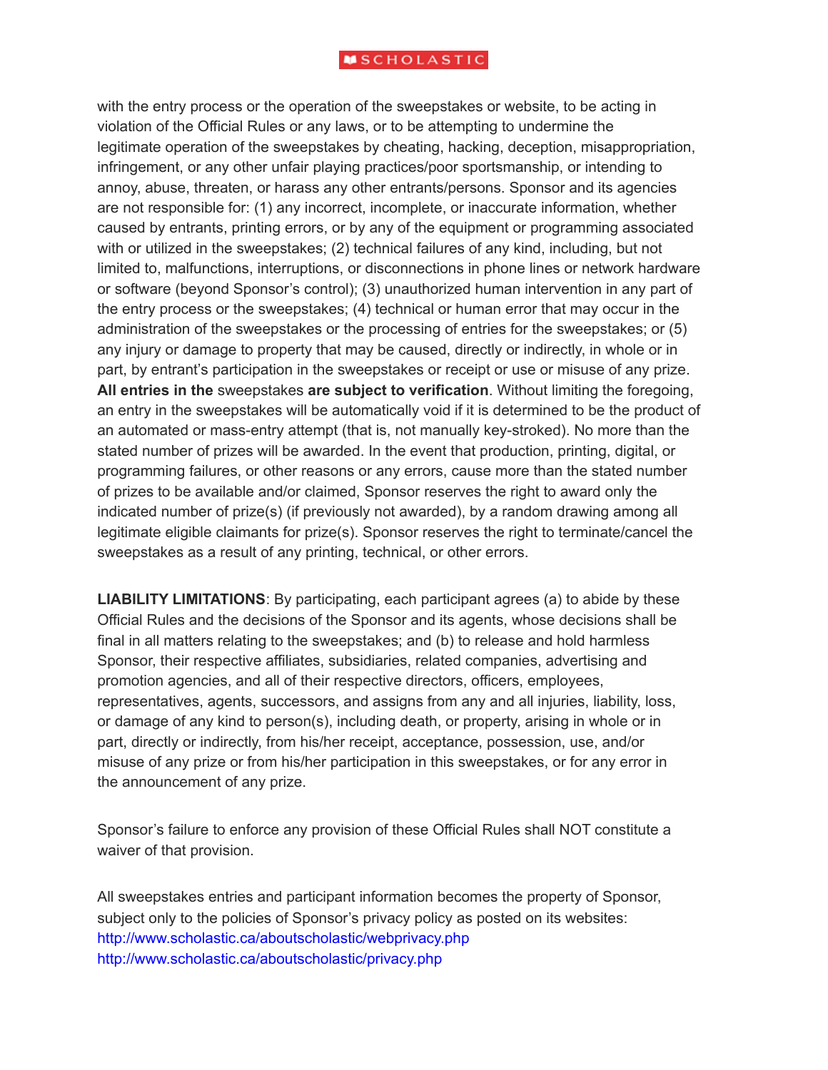with the entry process or the operation of the sweepstakes or website, to be acting in violation of the Official Rules or any laws, or to be attempting to undermine the legitimate operation of the sweepstakes by cheating, hacking, deception, misappropriation, infringement, or any other unfair playing practices/poor sportsmanship, or intending to annoy, abuse, threaten, or harass any other entrants/persons. Sponsor and its agencies are not responsible for: (1) any incorrect, incomplete, or inaccurate information, whether caused by entrants, printing errors, or by any of the equipment or programming associated with or utilized in the sweepstakes; (2) technical failures of any kind, including, but not limited to, malfunctions, interruptions, or disconnections in phone lines or network hardware or software (beyond Sponsor's control); (3) unauthorized human intervention in any part of the entry process or the sweepstakes; (4) technical or human error that may occur in the administration of the sweepstakes or the processing of entries for the sweepstakes; or (5) any injury or damage to property that may be caused, directly or indirectly, in whole or in part, by entrant's participation in the sweepstakes or receipt or use or misuse of any prize. **All entries in the** sweepstakes **are subject to verification**. Without limiting the foregoing, an entry in the sweepstakes will be automatically void if it is determined to be the product of an automated or mass-entry attempt (that is, not manually key-stroked). No more than the stated number of prizes will be awarded. In the event that production, printing, digital, or programming failures, or other reasons or any errors, cause more than the stated number of prizes to be available and/or claimed, Sponsor reserves the right to award only the indicated number of prize(s) (if previously not awarded), by a random drawing among all legitimate eligible claimants for prize(s). Sponsor reserves the right to terminate/cancel the sweepstakes as a result of any printing, technical, or other errors.

**LIABILITY LIMITATIONS**: By participating, each participant agrees (a) to abide by these Official Rules and the decisions of the Sponsor and its agents, whose decisions shall be final in all matters relating to the sweepstakes; and (b) to release and hold harmless Sponsor, their respective affiliates, subsidiaries, related companies, advertising and promotion agencies, and all of their respective directors, officers, employees, representatives, agents, successors, and assigns from any and all injuries, liability, loss, or damage of any kind to person(s), including death, or property, arising in whole or in part, directly or indirectly, from his/her receipt, acceptance, possession, use, and/or misuse of any prize or from his/her participation in this sweepstakes, or for any error in the announcement of any prize.

Sponsor's failure to enforce any provision of these Official Rules shall NOT constitute a waiver of that provision.

All sweepstakes entries and participant information becomes the property of Sponsor, subject only to the policies of Sponsor's privacy policy as posted on its websites:
http://www.scholastic.ca/aboutscholastic/webprivacy.php
http://www.scholastic.ca/aboutscholastic/privacy.php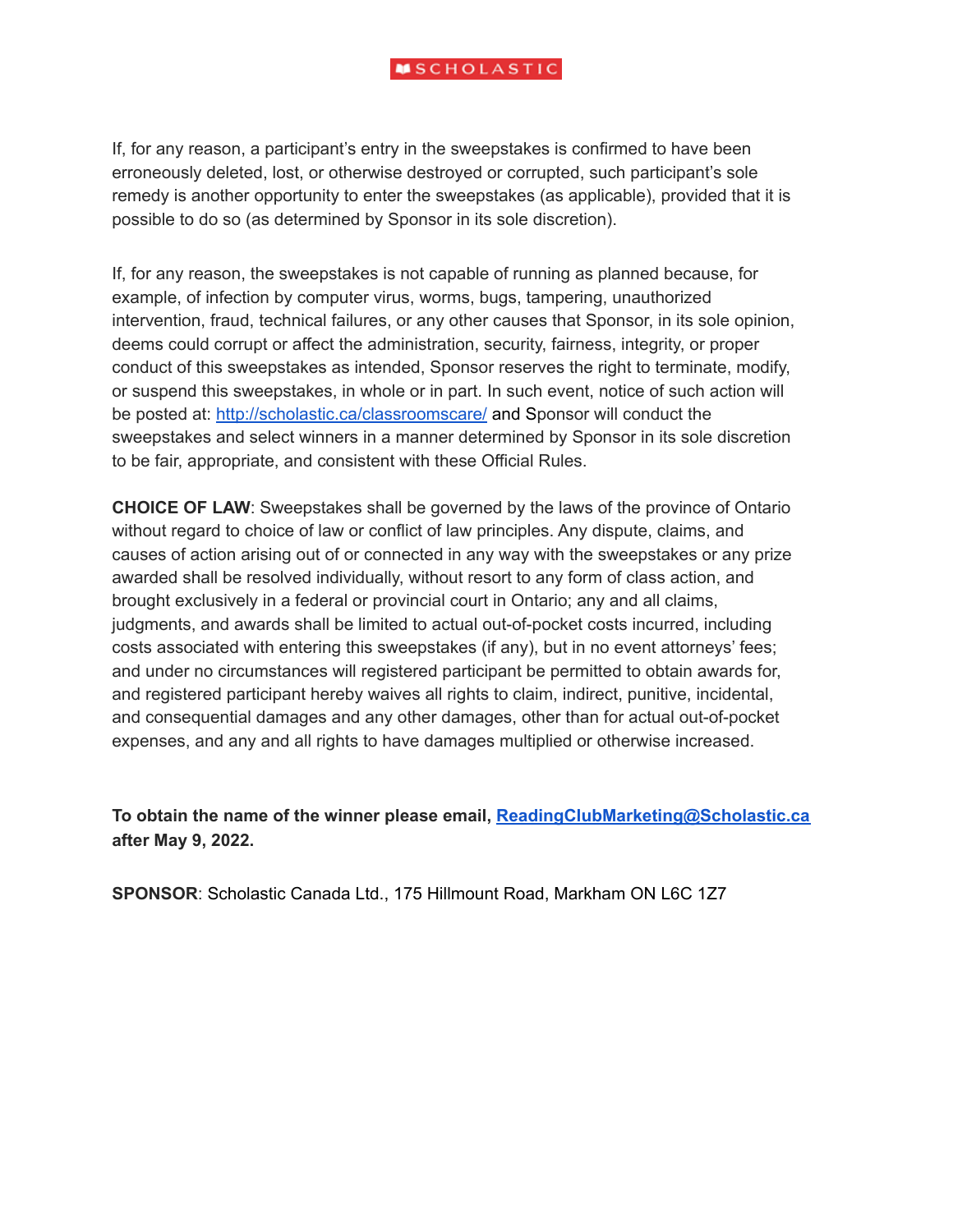If, for any reason, a participant's entry in the sweepstakes is confirmed to have been erroneously deleted, lost, or otherwise destroyed or corrupted, such participant's sole remedy is another opportunity to enter the sweepstakes (as applicable), provided that it is possible to do so (as determined by Sponsor in its sole discretion).

If, for any reason, the sweepstakes is not capable of running as planned because, for example, of infection by computer virus, worms, bugs, tampering, unauthorized intervention, fraud, technical failures, or any other causes that Sponsor, in its sole opinion, deems could corrupt or affect the administration, security, fairness, integrity, or proper conduct of this sweepstakes as intended, Sponsor reserves the right to terminate, modify, or suspend this sweepstakes, in whole or in part. In such event, notice of such action will be posted at: [http://scholastic.ca/classroomscare/](http://scholastic.ca/classroomscare/) and Sponsor will conduct the sweepstakes and select winners in a manner determined by Sponsor in its sole discretion to be fair, appropriate, and consistent with these Official Rules.

**CHOICE OF LAW**: Sweepstakes shall be governed by the laws of the province of Ontario without regard to choice of law or conflict of law principles. Any dispute, claims, and causes of action arising out of or connected in any way with the sweepstakes or any prize awarded shall be resolved individually, without resort to any form of class action, and brought exclusively in a federal or provincial court in Ontario; any and all claims, judgments, and awards shall be limited to actual out-of-pocket costs incurred, including costs associated with entering this sweepstakes (if any), but in no event attorneys' fees; and under no circumstances will registered participant be permitted to obtain awards for, and registered participant hereby waives all rights to claim, indirect, punitive, incidental, and consequential damages and any other damages, other than for actual out-of-pocket expenses, and any and all rights to have damages multiplied or otherwise increased.

**To obtain the name of the winner please email, [ReadingClubMarketing@Scholastic.ca](mailto:ReadingClubMarketing@Scholastic.ca) after May 9, 2022.**

**SPONSOR**: Scholastic Canada Ltd., 175 Hillmount Road, Markham ON L6C 1Z7